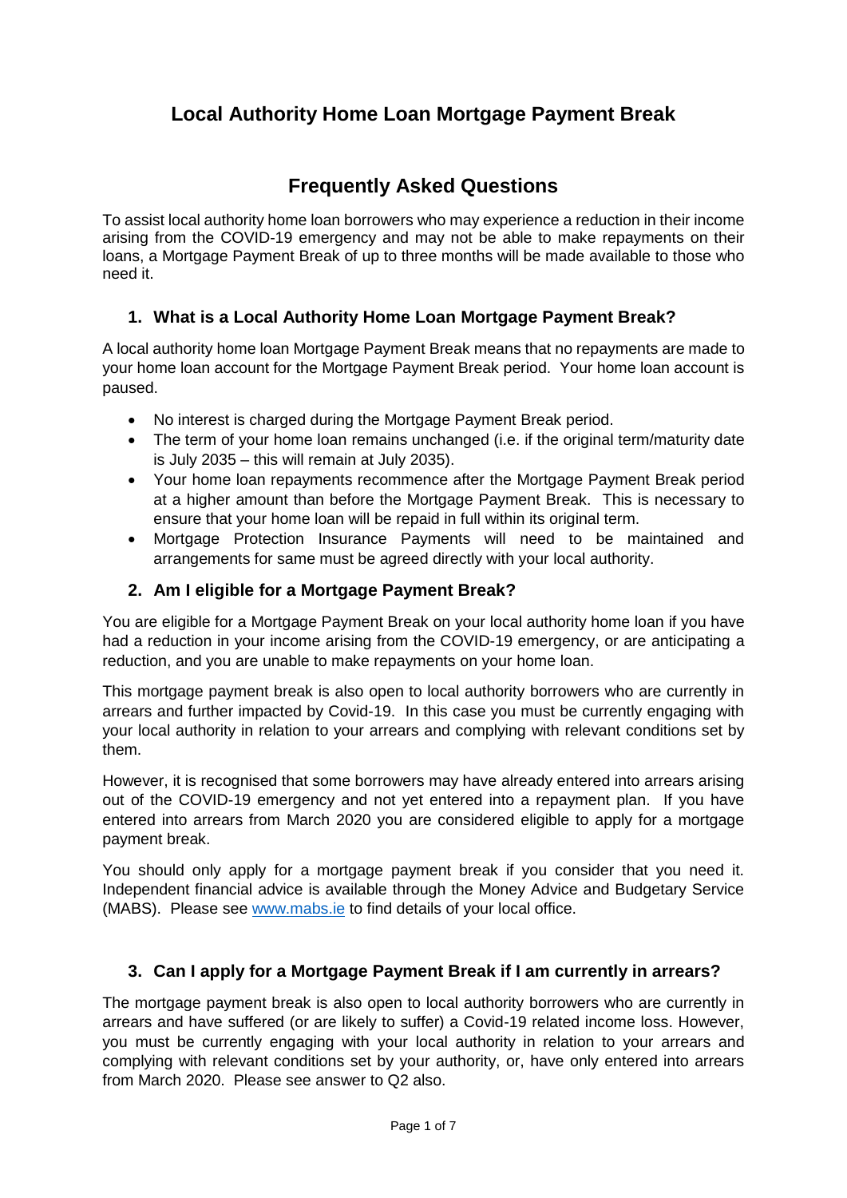# Local Authority Home Loan Mortgage Payment Break

## Frequently Asked Questions

To assist local authority home loan borrowers who may experience a reduction in their income arising from the COVID-19 emergency and may not be able to make repayments on their loans, a Mortgage Payment Break of up to three months will be made available to those who need it.

### 1. What is a Local Authority Home Loan Mortgage Payment Break?

A local authority home loan Mortgage Payment Break means that no repayments are made to your home loan account for the Mortgage Payment Break period. Your home loan account is paused.

- No interest is charged during the Mortgage Payment Break period.
- The term of your home loan remains unchanged (i.e. if the original term/maturity date is July 2035 – this will remain at July 2035).
- Your home loan repayments recommence after the Mortgage Payment Break period at a higher amount than before the Mortgage Payment Break. This is necessary to ensure that your home loan will be repaid in full within its original term.
- Mortgage Protection Insurance Payments will need to be maintained and arrangements for same must be agreed directly with your local authority.

### 2. Am I eligible for a Mortgage Payment Break?

You are eligible for a Mortgage Payment Break on your local authority home loan if you have had a reduction in your income arising from the COVID-19 emergency, or are anticipating a reduction, and you are unable to make repayments on your home loan.

This mortgage payment break is also open to local authority borrowers who are currently in arrears and further impacted by Covid-19. In this case you must be currently engaging with your local authority in relation to your arrears and complying with relevant conditions set by them.

However, it is recognised that some borrowers may have already entered into arrears arising out of the COVID-19 emergency and not yet entered into a repayment plan. If you have entered into arrears from March 2020 you are considered eligible to apply for a mortgage payment break.

You should only apply for a mortgage payment break if you consider that you need it. Independent financial advice is available through the Money Advice and Budgetary Service (MABS). Please see [www.mabs.ie](http://www.mabs.ie) to find details of your local office.

### 3. Can I apply for a Mortgage Payment Break if I am currently in arrears?

The mortgage payment break is also open to local authority borrowers who are currently in arrears and have suffered (or are likely to suffer) a Covid-19 related income loss. However, you must be currently engaging with your local authority in relation to your arrears and complying with relevant conditions set by your authority, or, have only entered into arrears from March 2020. Please see answer to Q2 also.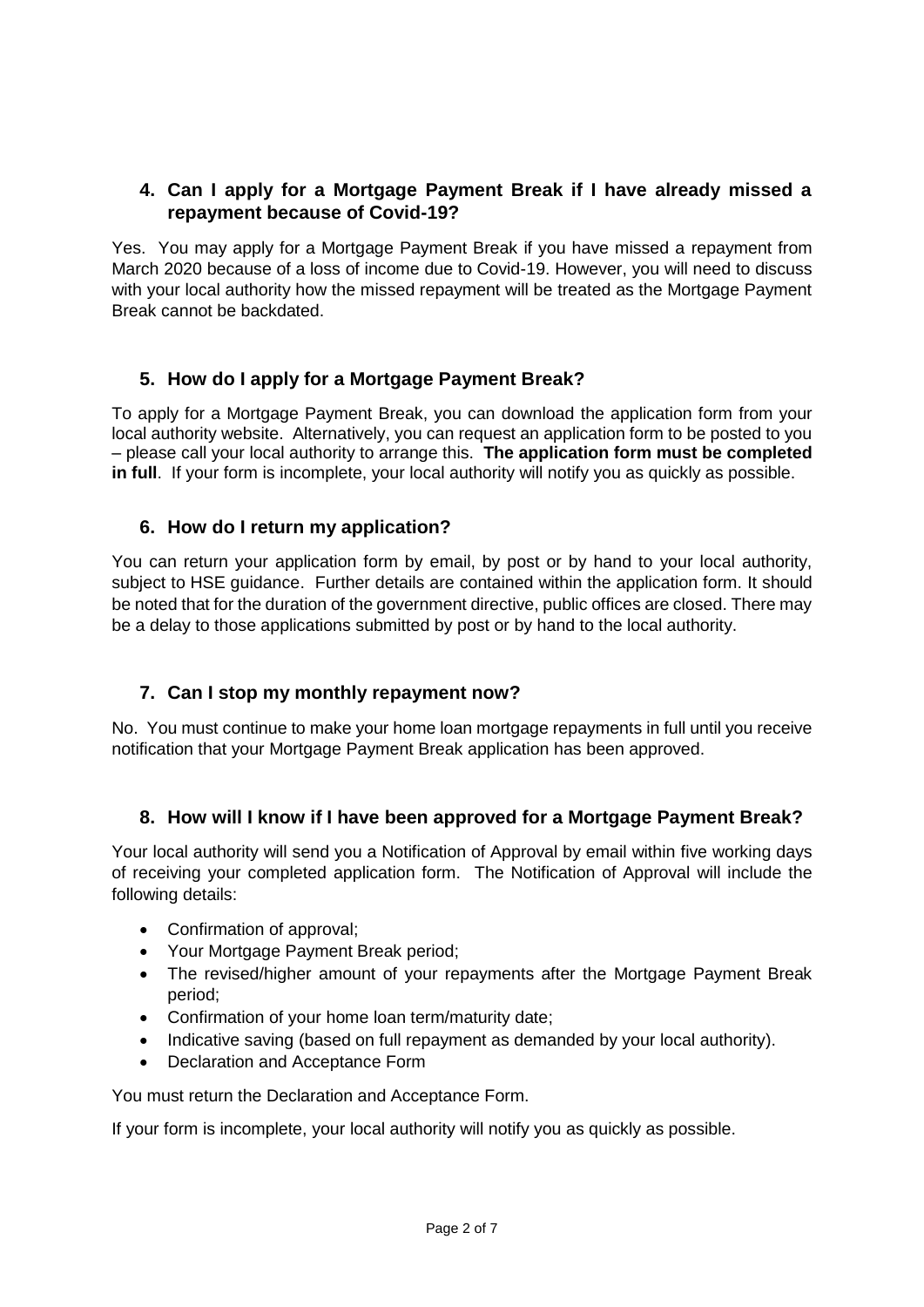## 4. Can I apply for a Mortgage Payment Break if I have already missed a repayment because of Covid-19?

Yes. You may apply for a Mortgage Payment Break if you have missed a repayment from March 2020 because of a loss of income due to Covid-19. However, you will need to discuss with your local authority how the missed repayment will be treated as the Mortgage Payment Break cannot be backdated.

## 5. How do I apply for a Mortgage Payment Break?

To apply for a Mortgage Payment Break, you can download the application form from your local authority website. Alternatively, you can request an application form to be posted to you – please call your local authority to arrange this. **The application form must be completed in full**. If your form is incomplete, your local authority will notify you as quickly as possible.

## 6. How do I return my application?

You can return your application form by email, by post or by hand to your local authority, subject to HSE guidance. Further details are contained within the application form. It should be noted that for the duration of the government directive, public offices are closed. There may be a delay to those applications submitted by post or by hand to the local authority.

## 7. Can I stop my monthly repayment now?

No. You must continue to make your home loan mortgage repayments in full until you receive notification that your Mortgage Payment Break application has been approved.

## 8. How will I know if I have been approved for a Mortgage Payment Break?

Your local authority will send you a Notification of Approval by email within five working days of receiving your completed application form. The Notification of Approval will include the following details:

- Confirmation of approval;
- Your Mortgage Payment Break period;
- The revised/higher amount of your repayments after the Mortgage Payment Break period;
- Confirmation of your home loan term/maturity date;
- Indicative saving (based on full repayment as demanded by your local authority).
- Declaration and Acceptance Form

You must return the Declaration and Acceptance Form.

If your form is incomplete, your local authority will notify you as quickly as possible.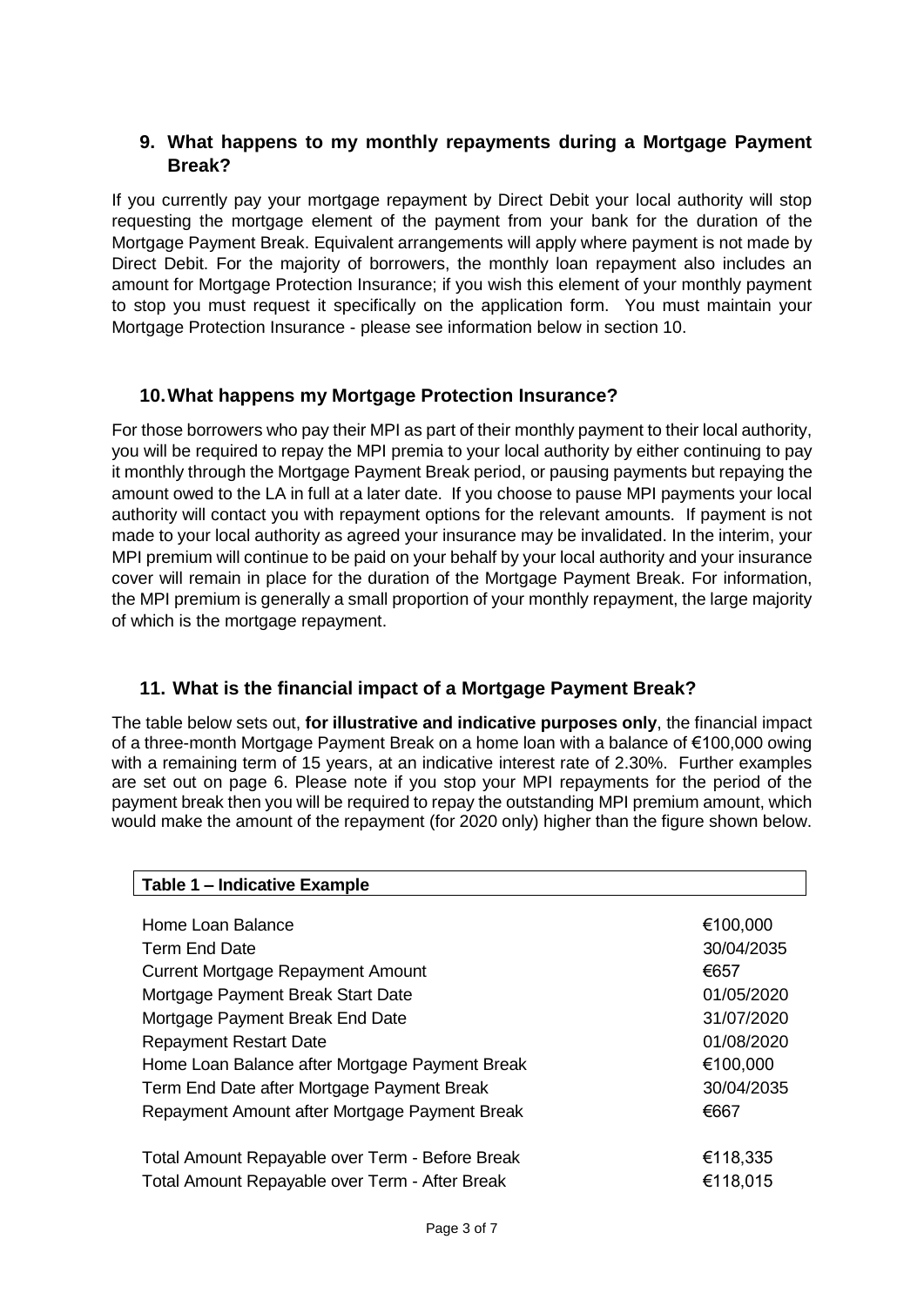## 9. What happens to my monthly repayments during a Mortgage Payment Break?

If you currently pay your mortgage repayment by Direct Debit your local authority will stop requesting the mortgage element of the payment from your bank for the duration of the Mortgage Payment Break. Equivalent arrangements will apply where payment is not made by Direct Debit. For the majority of borrowers, the monthly loan repayment also includes an amount for Mortgage Protection Insurance; if you wish this element of your monthly payment to stop you must request it specifically on the application form. You must maintain your Mortgage Protection Insurance - please see information below in section 10.

## 10. What happens my Mortgage Protection Insurance?

For those borrowers who pay their MPI as part of their monthly payment to their local authority, you will be required to repay the MPI premia to your local authority by either continuing to pay it monthly through the Mortgage Payment Break period, or pausing payments but repaying the amount owed to the LA in full at a later date. If you choose to pause MPI payments your local authority will contact you with repayment options for the relevant amounts. If payment is not made to your local authority as agreed your insurance may be invalidated. In the interim, your MPI premium will continue to be paid on your behalf by your local authority and your insurance cover will remain in place for the duration of the Mortgage Payment Break. For information, the MPI premium is generally a small proportion of your monthly repayment, the large majority of which is the mortgage repayment.

## 11. What is the financial impact of a Mortgage Payment Break?

The table below sets out, **for illustrative and indicative purposes only**, the financial impact of a three-month Mortgage Payment Break on a home loan with a balance of €100,000 owing with a remaining term of 15 years, at an indicative interest rate of 2.30%. Further examples are set out on page 6. Please note if you stop your MPI repayments for the period of the payment break then you will be required to repay the outstanding MPI premium amount, which would make the amount of the repayment (for 2020 only) higher than the figure shown below.

| Table 1 – Indicative Example | |
|---|---|
| Home Loan Balance | €100,000 |
| Term End Date | 30/04/2035 |
| Current Mortgage Repayment Amount | €657 |
| Mortgage Payment Break Start Date | 01/05/2020 |
| Mortgage Payment Break End Date | 31/07/2020 |
| Repayment Restart Date | 01/08/2020 |
| Home Loan Balance after Mortgage Payment Break | €100,000 |
| Term End Date after Mortgage Payment Break | 30/04/2035 |
| Repayment Amount after Mortgage Payment Break | €667 |
| Total Amount Repayable over Term - Before Break | €118,335 |
| Total Amount Repayable over Term - After Break | €118,015 |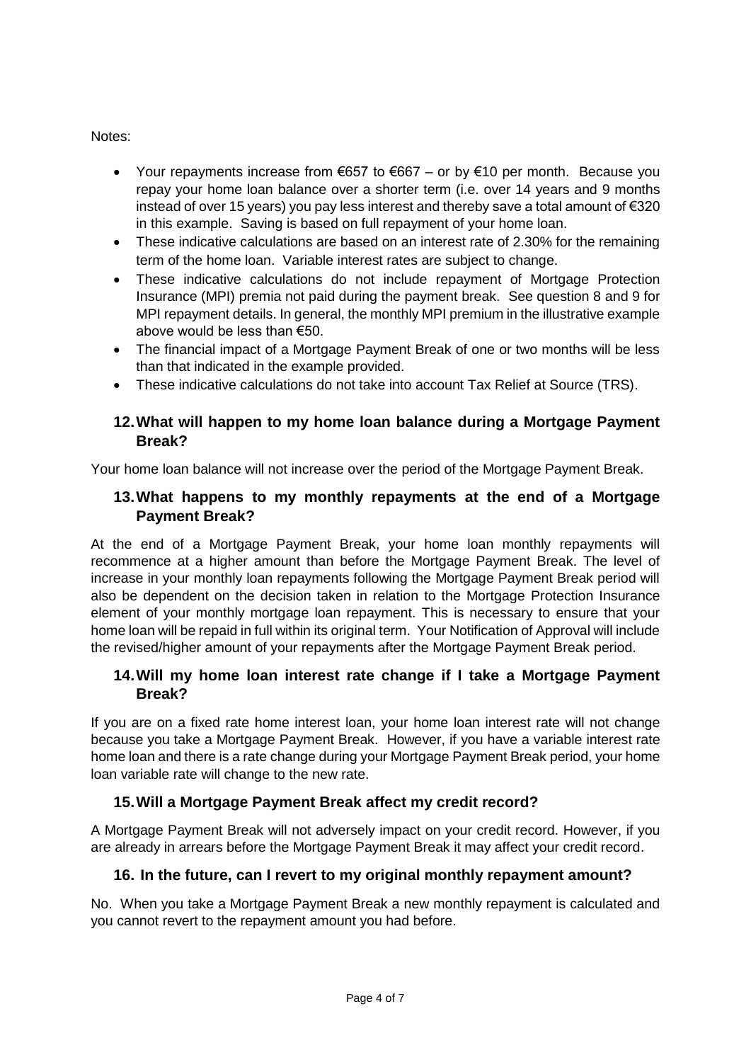Notes:

- Your repayments increase from €657 to €667 – or by €10 per month. Because you repay your home loan balance over a shorter term (i.e. over 14 years and 9 months instead of over 15 years) you pay less interest and thereby save a total amount of €320 in this example. Saving is based on full repayment of your home loan.
- These indicative calculations are based on an interest rate of 2.30% for the remaining term of the home loan. Variable interest rates are subject to change.
- These indicative calculations do not include repayment of Mortgage Protection Insurance (MPI) premia not paid during the payment break. See question 8 and 9 for MPI repayment details. In general, the monthly MPI premium in the illustrative example above would be less than €50.
- The financial impact of a Mortgage Payment Break of one or two months will be less than that indicated in the example provided.
- These indicative calculations do not take into account Tax Relief at Source (TRS).

## 12. What will happen to my home loan balance during a Mortgage Payment Break?

Your home loan balance will not increase over the period of the Mortgage Payment Break.

## 13. What happens to my monthly repayments at the end of a Mortgage Payment Break?

At the end of a Mortgage Payment Break, your home loan monthly repayments will recommence at a higher amount than before the Mortgage Payment Break. The level of increase in your monthly loan repayments following the Mortgage Payment Break period will also be dependent on the decision taken in relation to the Mortgage Protection Insurance element of your monthly mortgage loan repayment. This is necessary to ensure that your home loan will be repaid in full within its original term. Your Notification of Approval will include the revised/higher amount of your repayments after the Mortgage Payment Break period.

## 14. Will my home loan interest rate change if I take a Mortgage Payment Break?

If you are on a fixed rate home interest loan, your home loan interest rate will not change because you take a Mortgage Payment Break. However, if you have a variable interest rate home loan and there is a rate change during your Mortgage Payment Break period, your home loan variable rate will change to the new rate.

## 15. Will a Mortgage Payment Break affect my credit record?

A Mortgage Payment Break will not adversely impact on your credit record. However, if you are already in arrears before the Mortgage Payment Break it may affect your credit record.

## 16. In the future, can I revert to my original monthly repayment amount?

No. When you take a Mortgage Payment Break a new monthly repayment is calculated and you cannot revert to the repayment amount you had before.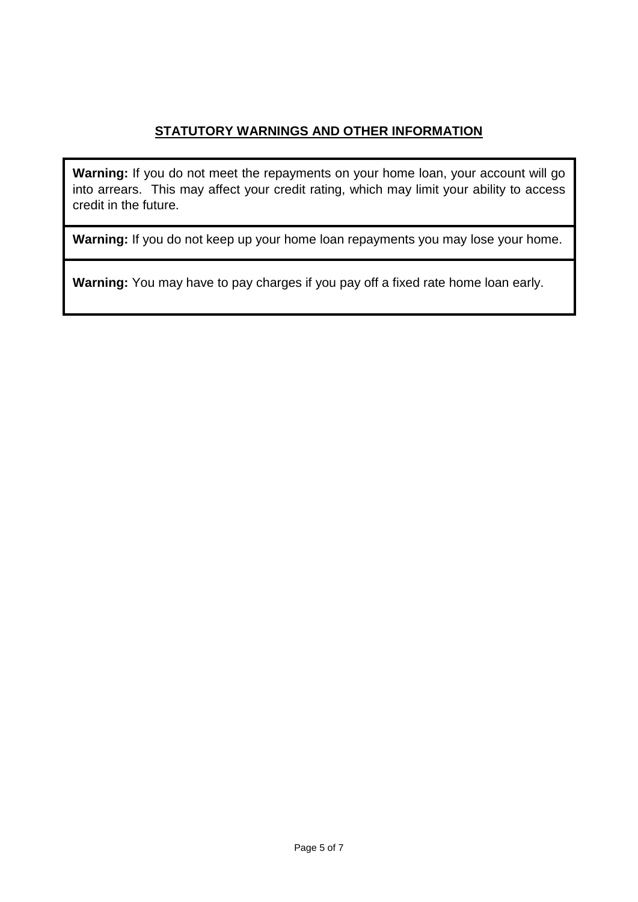## STATUTORY WARNINGS AND OTHER INFORMATION

**Warning:** If you do not meet the repayments on your home loan, your account will go into arrears. This may affect your credit rating, which may limit your ability to access credit in the future.

**Warning:** If you do not keep up your home loan repayments you may lose your home.

**Warning:** You may have to pay charges if you pay off a fixed rate home loan early.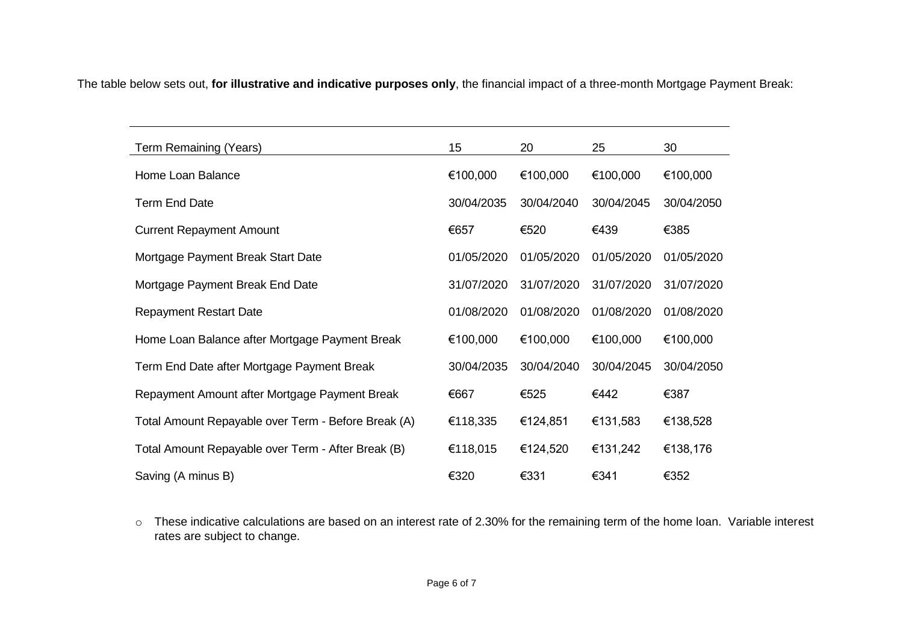The table below sets out, **for illustrative and indicative purposes only**, the financial impact of a three-month Mortgage Payment Break:

| Term Remaining (Years) | 15 | 20 | 25 | 30 |
|---|---|---|---|---|
| Home Loan Balance | €100,000 | €100,000 | €100,000 | €100,000 |
| Term End Date | 30/04/2035 | 30/04/2040 | 30/04/2045 | 30/04/2050 |
| Current Repayment Amount | €657 | €520 | €439 | €385 |
| Mortgage Payment Break Start Date | 01/05/2020 | 01/05/2020 | 01/05/2020 | 01/05/2020 |
| Mortgage Payment Break End Date | 31/07/2020 | 31/07/2020 | 31/07/2020 | 31/07/2020 |
| Repayment Restart Date | 01/08/2020 | 01/08/2020 | 01/08/2020 | 01/08/2020 |
| Home Loan Balance after Mortgage Payment Break | €100,000 | €100,000 | €100,000 | €100,000 |
| Term End Date after Mortgage Payment Break | 30/04/2035 | 30/04/2040 | 30/04/2045 | 30/04/2050 |
| Repayment Amount after Mortgage Payment Break | €667 | €525 | €442 | €387 |
| Total Amount Repayable over Term - Before Break (A) | €118,335 | €124,851 | €131,583 | €138,528 |
| Total Amount Repayable over Term - After Break (B) | €118,015 | €124,520 | €131,242 | €138,176 |
| Saving (A minus B) | €320 | €331 | €341 | €352 |

- These indicative calculations are based on an interest rate of 2.30% for the remaining term of the home loan. Variable interest rates are subject to change.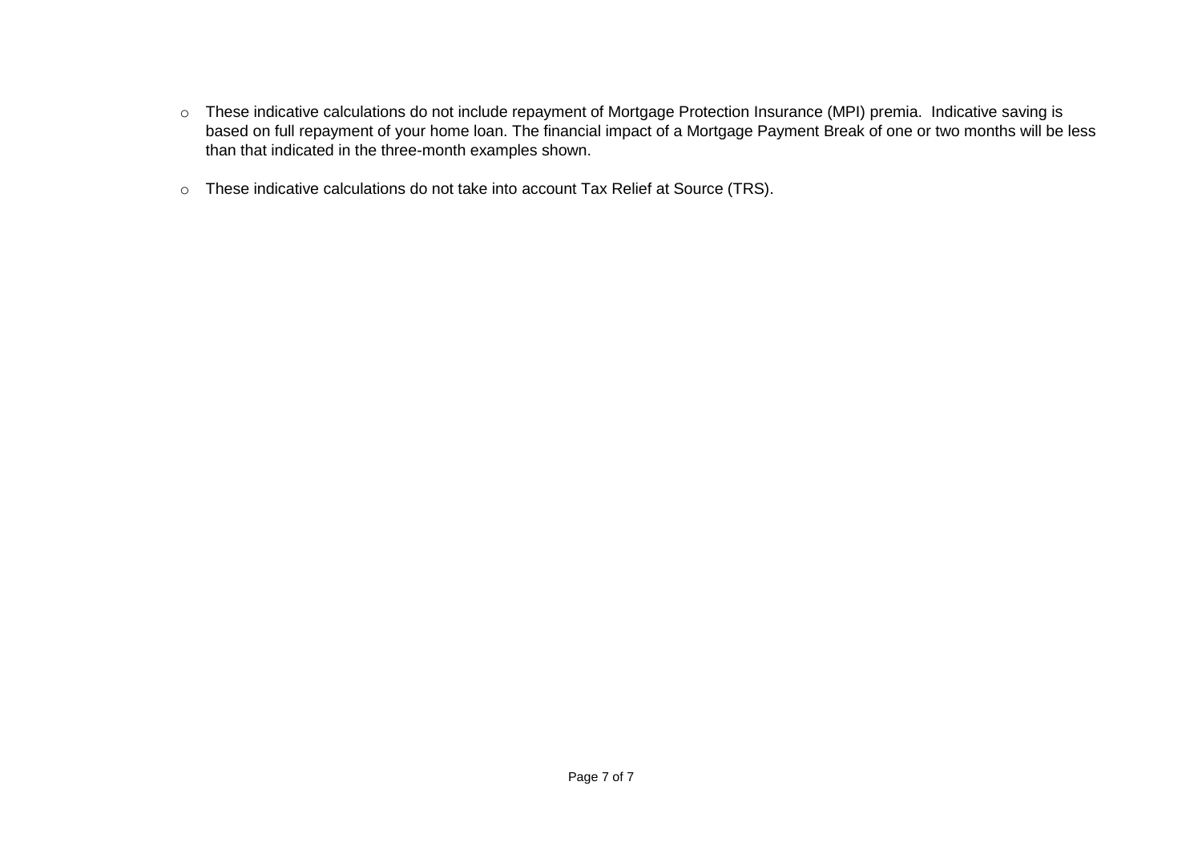- These indicative calculations do not include repayment of Mortgage Protection Insurance (MPI) premia. Indicative saving is based on full repayment of your home loan. The financial impact of a Mortgage Payment Break of one or two months will be less than that indicated in the three-month examples shown.

- These indicative calculations do not take into account Tax Relief at Source (TRS).